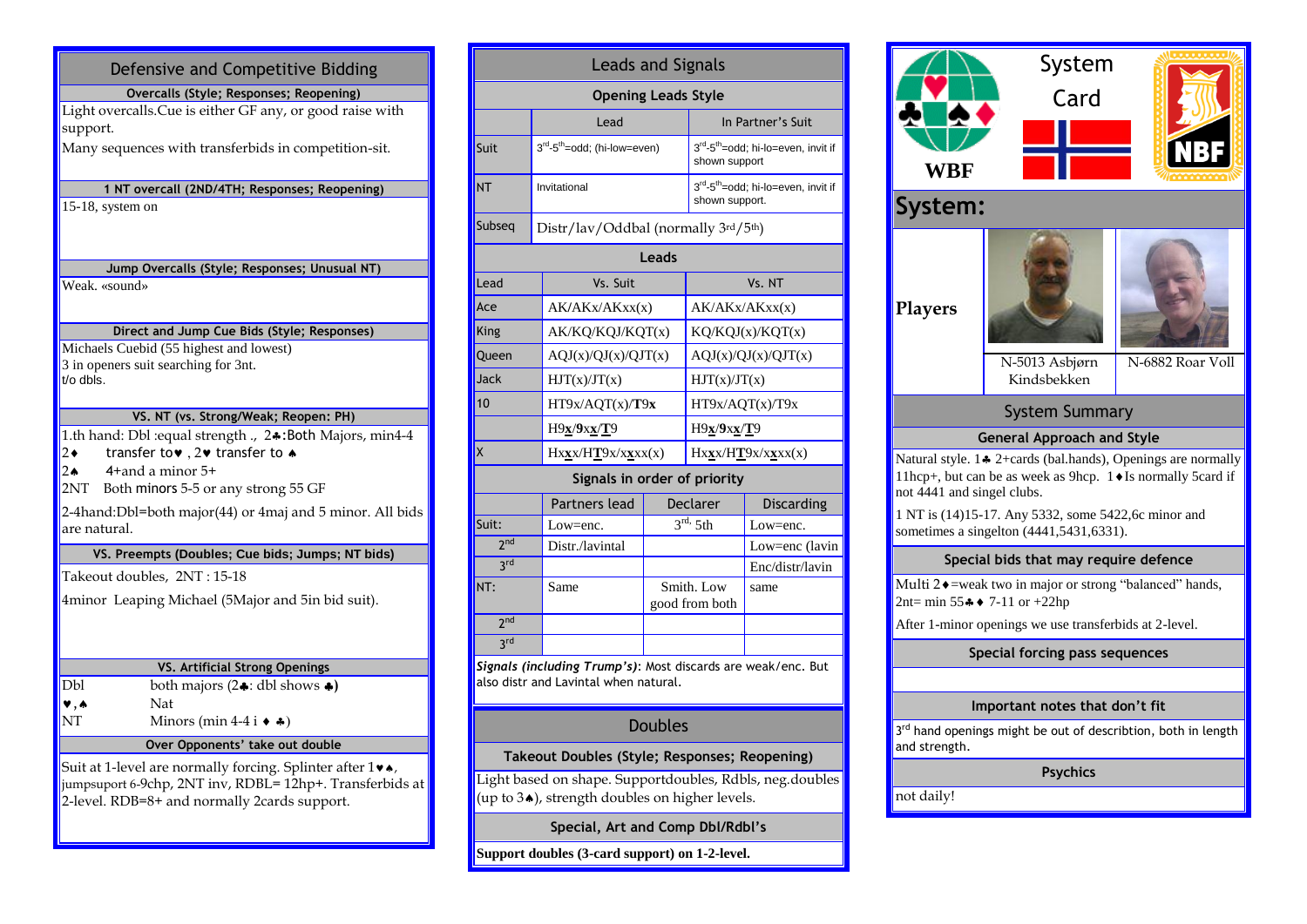# Defensive and Competitive Bidding

### Overcalls (Style; Responses; Reopening)

Light overcalls.Cue is either GF any, or good raise with support.

Many sequences with transferbids in competition-sit.

### 1 NT overcall (2ND/4TH; Responses; Reopening)

15-18, system on

### Jump Overcalls (Style; Responses; Unusual NT)

Weak. «sound»

### Direct and Jump Cue Bids (Style; Responses)

Michaels Cuebid (55 highest and lowest)
3 in openers suit searching for 3nt.
t/o dbls.

### VS. NT (vs. Strong/Weak; Reopen: PH)

1.th hand: Dbl :equal strength ., 2♣:Both Majors, min4-4
2♦ transfer to♥ , 2♥ transfer to ♠
2♠ 4+and a minor 5+
2NT Both minors 5-5 or any strong 55 GF

2-4hand:Dbl=both major(44) or 4maj and 5 minor. All bids are natural.

### VS. Preempts (Doubles; Cue bids; Jumps; NT bids)

Takeout doubles, 2NT : 15-18

4minor Leaping Michael (5Major and 5in bid suit).

### VS. Artificial Strong Openings

| | |
|---|---|
| Dbl | both majors (2♣: dbl shows ♣) |
| ♥,♠ | Nat |
| NT | Minors (min 4-4 i ♦ ♣) |

### Over Opponents' take out double

Suit at 1-level are normally forcing. Splinter after 1♥♠, jumpsupport 6-9chp, 2NT inv, RDBL= 12hp+. Transferbids at 2-level. RDB=8+ and normally 2cards support.

# Leads and Signals

### Opening Leads Style

| | Lead | In Partner's Suit |
|---|---|---|
| Suit | 3rd-5th=odd; (hi-low=even) | 3rd-5th=odd; hi-lo=even, invit if shown support |
| NT | Invitational | 3rd-5th=odd; hi-lo=even, invit if shown support. |
| Subseq | Distr/lav/Oddbal (normally 3rd/5th) | |

### Leads

| Lead | Vs. Suit | Vs. NT |
|---|---|---|
| Ace | AK/AKx/AKxx(x) | AK/AKx/AKxx(x) |
| King | AK/KQ/KQJ/KQT(x) | KQ/KQJ(x)/KQT(x) |
| Queen | AQJ(x)/QJ(x)/QJT(x) | AQJ(x)/QJ(x)/QJT(x) |
| Jack | HJT(x)/JT(x) | HJT(x)/JT(x) |
| 10 | HT9x/AQT(x)/**T**9x | HT9x/AQT(x)/T9x |
| | H9**x**/**9**x**x**/**T**9 | H9**x**/**9**x**x**/**T**9 |
| X | Hx**x**x/H**T**9x/x**x**xx(x) | Hx**x**x/H**T**9x/x**x**xx(x) |

### Signals in order of priority

| | Partners lead | Declarer | Discarding |
|---|---|---|---|
| Suit: | Low=enc. | 3rd, 5th | Low=enc. |
| 2nd | Distr./lavintal | | Low=enc (lavin |
| 3rd | | | Enc/distr/lavin |
| NT: | Same | Smith. Low good from both | same |
| 2nd | | | |
| 3rd | | | |

*Signals (including Trump's)*: Most discards are weak/enc. But also distr and Lavintal when natural.

# Doubles

### Takeout Doubles (Style; Responses; Reopening)

Light based on shape. Supportdoubles, Rdbls, neg.doubles (up to 3♠), strength doubles on higher levels.

### Special, Art and Comp Dbl/Rdbl's

**Support doubles (3-card support) on 1-2-level.**

# System Card

WBF NBF

## System:

**Players**

N-5013 Asbjørn Kindsbekken — N-6882 Roar Voll

# System Summary

### General Approach and Style

Natural style. 1♣ 2+cards (bal.hands), Openings are normally 11hcp+, but can be as week as 9hcp. 1♦Is normally 5card if not 4441 and singel clubs.

1 NT is (14)15-17. Any 5332, some 5422,6c minor and sometimes a singelton (4441,5431,6331).

### Special bids that may require defence

Multi 2♦=weak two in major or strong "balanced" hands, 2nt= min 55♣♦ 7-11 or +22hp

After 1-minor openings we use transferbids at 2-level.

### Special forcing pass sequences

### Important notes that don't fit

3rd hand openings might be out of describtion, both in length and strength.

### Psychics

not daily!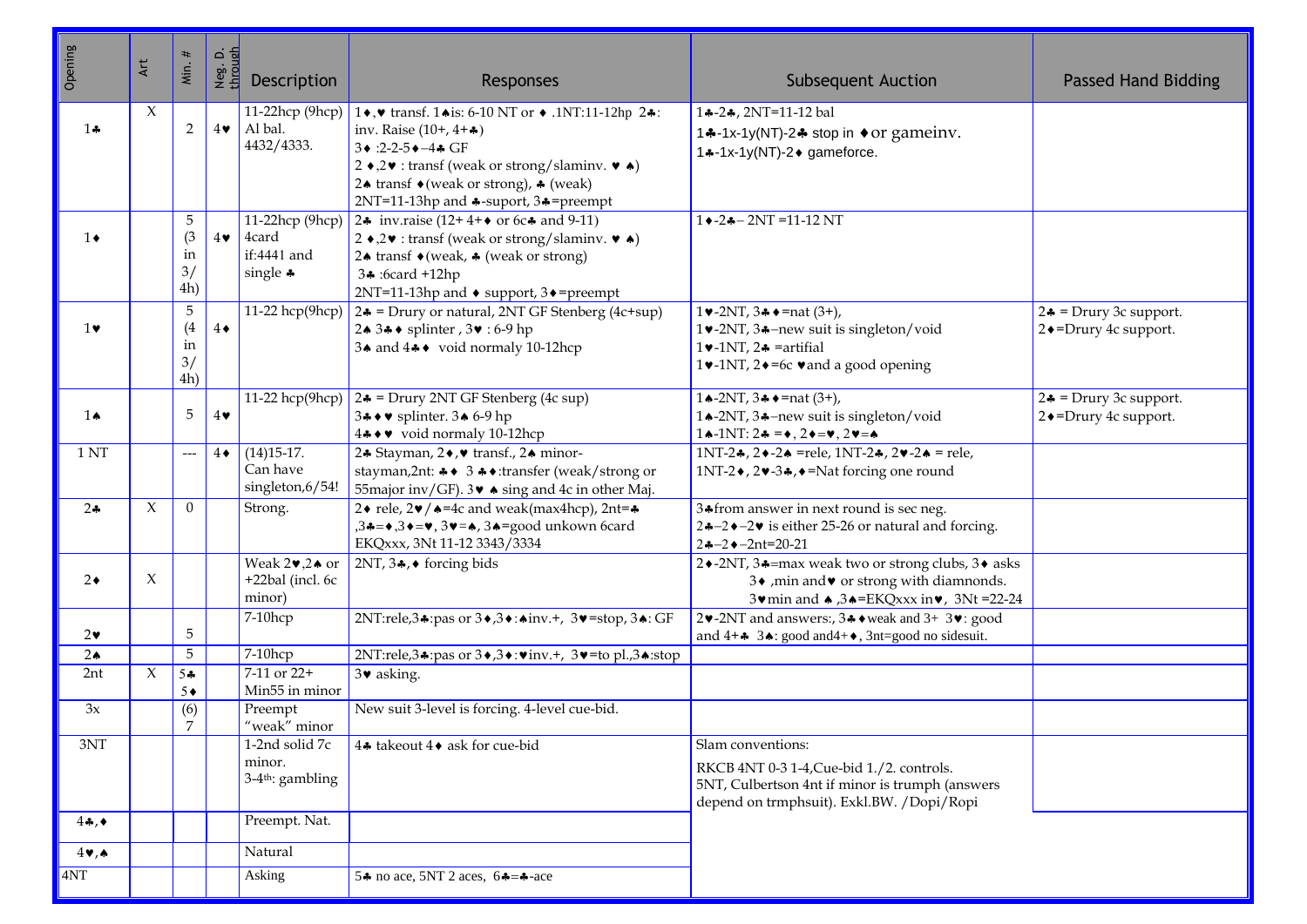| Opening | Art | Min. # | Neg. D. through | Description | Responses | Subsequent Auction | Passed Hand Bidding |
|---|---|---|---|---|---|---|---|
| 1♣ | X | 2 | 4♥ | 11-22hcp (9hcp) Al bal. 4432/4333. | 1♦,♥ transf. 1♠is: 6-10 NT or ♦ .1NT:11-12hp 2♣: inv. Raise (10+, 4+♣)<br>3♦ :2-2-5♦–4♣ GF<br>2 ♦,2♥ : transf (weak or strong/slaminv. ♥ ♠)<br>2♠ transf ♦(weak or strong), ♣ (weak)<br>2NT=11-13hp and ♣-suport, 3♣=preempt | 1♣-2♣, 2NT=11-12 bal<br>1♣-1x-1y(NT)-2♣ stop in ♦or gameinv.<br>1♣-1x-1y(NT)-2♦ gameforce. | |
| 1♦ | | 5 (3 in 3/ 4h) | 4♥ | 11-22hcp (9hcp) 4card if:4441 and single ♣ | 2♣ inv.raise (12+ 4+♦ or 6c♣ and 9-11)<br>2 ♦,2♥ : transf (weak or strong/slaminv. ♥ ♠)<br>2♠ transf ♦(weak, ♣ (weak or strong)<br>3♣ :6card +12hp<br>2NT=11-13hp and ♦ support, 3♦=preempt | 1♦-2♣– 2NT =11-12 NT | |
| 1♥ | | 5 (4 in 3/ 4h) | 4♦ | 11-22 hcp(9hcp) | 2♣ = Drury or natural, 2NT GF Stenberg (4c+sup)<br>2♠ 3♣♦ splinter , 3♥ : 6-9 hp<br>3♠ and 4♣♦ void normaly 10-12hcp | 1♥-2NT, 3♣♦=nat (3+),<br>1♥-2NT, 3♣–new suit is singleton/void<br>1♥-1NT, 2♣ =artifial<br>1♥-1NT, 2♦=6c ♥and a good opening | 2♣ = Drury 3c support.<br>2♦=Drury 4c support. |
| 1♠ | | 5 | 4♥ | 11-22 hcp(9hcp) | 2♣ = Drury 2NT GF Stenberg (4c sup)<br>3♣♦♥ splinter. 3♠ 6-9 hp<br>4♣♦♥ void normaly 10-12hcp | 1♠-2NT, 3♣♦=nat (3+),<br>1♠-2NT, 3♣–new suit is singleton/void<br>1♠-1NT: 2♣ =♦, 2♦=♥, 2♥=♠ | 2♣ = Drury 3c support.<br>2♦=Drury 4c support. |
| 1 NT | | --- | 4♦ | (14)15-17. Can have singleton,6/54! | 2♣ Stayman, 2♦,♥ transf., 2♠ minor-stayman,2nt: ♣♦ 3 ♣♦:transfer (weak/strong or 55major inv/GF). 3♥ ♠ sing and 4c in other Maj. | 1NT-2♣, 2♦-2♠ =rele, 1NT-2♣, 2♥-2♠ = rele,<br>1NT-2♦, 2♥-3♣,♦=Nat forcing one round | |
| 2♣ | X | 0 | | Strong. | 2♦ rele, 2♥/♠=4c and weak(max4hcp), 2nt=♣ ,3♣=♦,3♦=♥, 3♥=♠, 3♠=good unkown 6card EKQxxx, 3Nt 11-12 3343/3334 | 3♣from answer in next round is sec neg.<br>2♣–2♦–2♥ is either 25-26 or natural and forcing.<br>2♣–2♦–2nt=20-21 | |
| 2♦ | X | | | Weak 2♥,2♠ or +22bal (incl. 6c minor) | 2NT, 3♣,♦ forcing bids | 2♦-2NT, 3♣=max weak two or strong clubs, 3♦ asks<br>3♦ ,min and♥ or strong with diamnonds.<br>3♥min and ♠ ,3♠=EKQxxx in♥, 3Nt =22-24 | |
| 2♥ | | 5 | | 7-10hcp | 2NT:rele,3♣:pas or 3♦,3♦:♠inv.+, 3♥=stop, 3♠: GF | 2♥-2NT and answers:, 3♣♦weak and 3+ 3♥: good and 4+♣ 3♠: good and4+♦, 3nt=good no sidesuit. | |
| 2♠ | | 5 | | 7-10hcp | 2NT:rele,3♣:pas or 3♦,3♦:♥inv.+, 3♥=to pl.,3♠:stop | | |
| 2nt | X | 5♣ 5♦ | | 7-11 or 22+ Min55 in minor | 3♥ asking. | | |
| 3x | | (6) 7 | | Preempt "weak" minor | New suit 3-level is forcing. 4-level cue-bid. | | |
| 3NT | | | | 1-2nd solid 7c minor.<br>3-4th: gambling | 4♣ takeout 4♦ ask for cue-bid | Slam conventions:<br>RKCB 4NT 0-3 1-4,Cue-bid 1./2. controls.<br>5NT, Culbertson 4nt if minor is trumph (answers depend on trmphsuit). Exkl.BW. /Dopi/Ropi | |
| 4♣,♦ | | | | Preempt. Nat. | | | |
| 4♥,♠ | | | | Natural | | | |
| 4NT | | | | Asking | 5♣ no ace, 5NT 2 aces, 6♣=♣-ace | | |